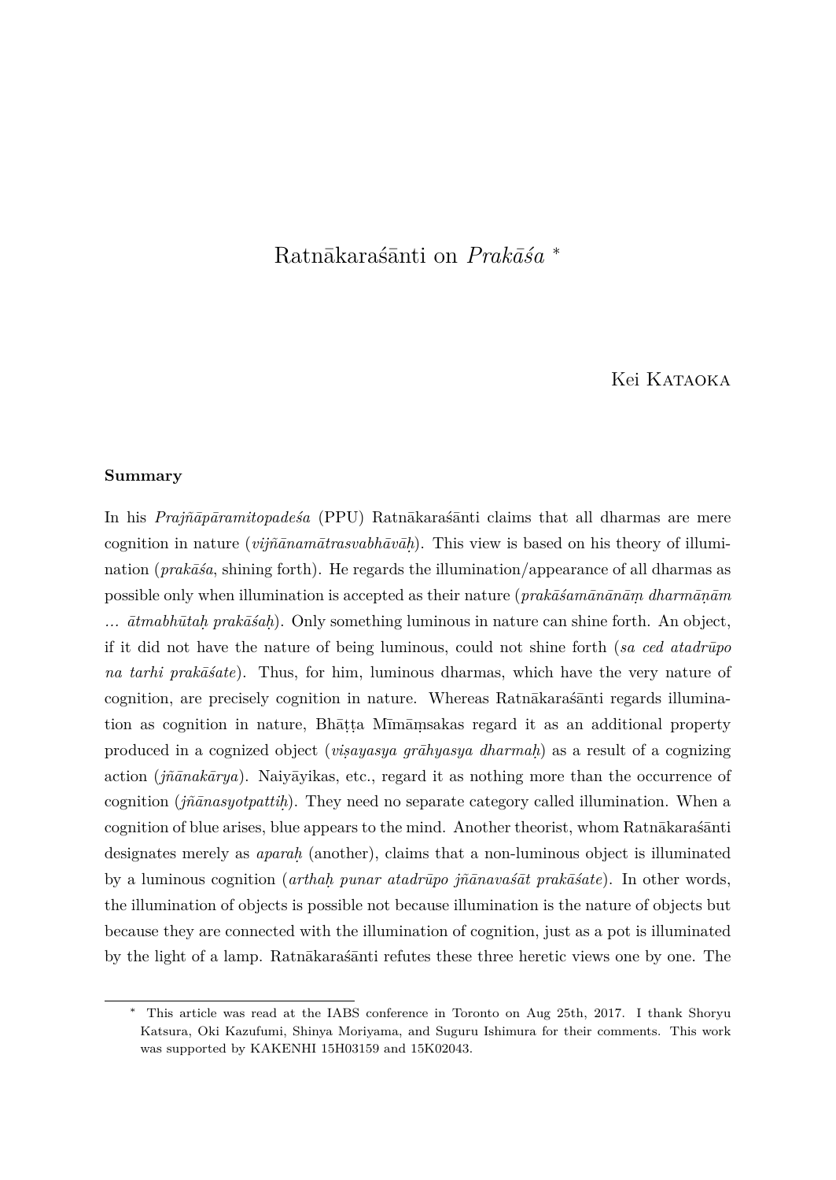# Ratnākaraśānti on *Prakāśa* *

Kei Kataoka

### Summary

In his *Prajñāpāramitopadeśa* (PPU) Ratnākaraśānti claims that all dharmas are mere cognition in nature (*vijñānamātrasvabhāvāḥ*). This view is based on his theory of illumination (*prakāśa*, shining forth). He regards the illumination/appearance of all dharmas as possible only when illumination is accepted as their nature (*prakāśamānānāṃ dharmāṇām … ātmabhūtaḥ prakāśaḥ*). Only something luminous in nature can shine forth. An object, if it did not have the nature of being luminous, could not shine forth (*sa ced atadrūpo na tarhi prakāśate*). Thus, for him, luminous dharmas, which have the very nature of cognition, are precisely cognition in nature. Whereas Ratnākaraśānti regards illumination as cognition in nature, Bhāṭṭa Mīmāṃsakas regard it as an additional property produced in a cognized object (*viṣayasya grāhyasya dharmaḥ*) as a result of a cognizing action (*jñānakārya*). Naiyāyikas, etc., regard it as nothing more than the occurrence of cognition (*jñānasyotpattiḥ*). They need no separate category called illumination. When a cognition of blue arises, blue appears to the mind. Another theorist, whom Ratnākaraśānti designates merely as *aparaḥ* (another), claims that a non-luminous object is illuminated by a luminous cognition (*arthaḥ punar atadrūpo jñānavaśāt prakāśate*). In other words, the illumination of objects is possible not because illumination is the nature of objects but because they are connected with the illumination of cognition, just as a pot is illuminated by the light of a lamp. Ratnākaraśānti refutes these three heretic views one by one. The

---

* This article was read at the IABS conference in Toronto on Aug 25th, 2017. I thank Shoryu Katsura, Oki Kazufumi, Shinya Moriyama, and Suguru Ishimura for their comments. This work was supported by KAKENHI 15H03159 and 15K02043.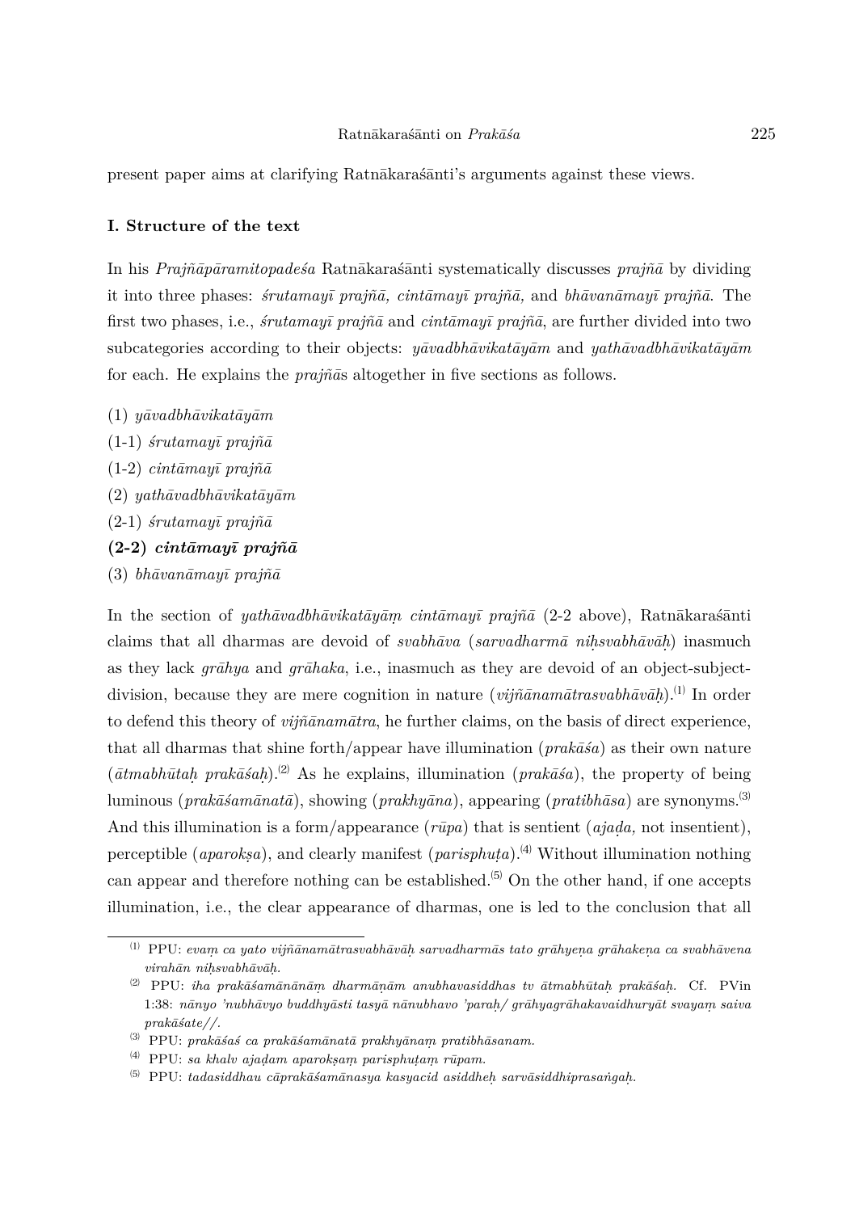present paper aims at clarifying Ratnākaraśānti's arguments against these views.

## I. Structure of the text

In his *Prajñāpāramitopadeśa* Ratnākaraśānti systematically discusses *prajñā* by dividing it into three phases: *śrutamayī prajñā, cintāmayī prajñā,* and *bhāvanāmayī prajñā*. The first two phases, i.e., *śrutamayī prajñā* and *cintāmayī prajñā*, are further divided into two subcategories according to their objects: *yāvadbhāvikatāyām* and *yathāvadbhāvikatāyām* for each. He explains the *prajñā*s altogether in five sections as follows.

(1) *yāvadbhāvikatāyām*

(1-1) *śrutamayī prajñā*

(1-2) *cintāmayī prajñā*

(2) *yathāvadbhāvikatāyām*

(2-1) *śrutamayī prajñā*

**(2-2) *cintāmayī prajñā***

(3) *bhāvanāmayī prajñā*

In the section of *yathāvadbhāvikatāyāṃ cintāmayī prajñā* (2-2 above), Ratnākaraśānti claims that all dharmas are devoid of *svabhāva* (*sarvadharmā niḥsvabhāvāḥ*) inasmuch as they lack *grāhya* and *grāhaka*, i.e., inasmuch as they are devoid of an object-subject-division, because they are mere cognition in nature (*vijñānamātrasvabhāvāḥ*).[1] In order to defend this theory of *vijñānamātra*, he further claims, on the basis of direct experience, that all dharmas that shine forth/appear have illumination (*prakāśa*) as their own nature (*ātmabhūtaḥ prakāśaḥ*).[2] As he explains, illumination (*prakāśa*), the property of being luminous (*prakāśamānatā*), showing (*prakhyāna*), appearing (*pratibhāsa*) are synonyms.[3] And this illumination is a form/appearance (*rūpa*) that is sentient (*ajaḍa,* not insentient), perceptible (*aparokṣa*), and clearly manifest (*parisphuṭa*).[4] Without illumination nothing can appear and therefore nothing can be established.[5] On the other hand, if one accepts illumination, i.e., the clear appearance of dharmas, one is led to the conclusion that all

---

[1] PPU: *evaṃ ca yato vijñānamātrasvabhāvāḥ sarvadharmās tato grāhyeṇa grāhakeṇa ca svabhāvena virahān niḥsvabhāvāḥ.*

[2] PPU: *iha prakāśamānānāṃ dharmāṇāṃ anubhavasiddhas tv ātmabhūtaḥ prakāśaḥ.* Cf. PVin 1:38: *nānyo 'nubhāvyo buddhyāsti tasyā nānubhavo 'paraḥ/ grāhyagrāhakavaidhuryāt svayaṃ saiva prakāśate//.*

[3] PPU: *prakāśaś ca prakāśamānatā prakhyānaṃ pratibhāsanam.*

[4] PPU: *sa khalv ajaḍam aparokṣaṃ parisphuṭaṃ rūpam.*

[5] PPU: *tadasiddhau cāprakāśamānasya kasyacid asiddheḥ sarvāsiddhiprasaṅgaḥ.*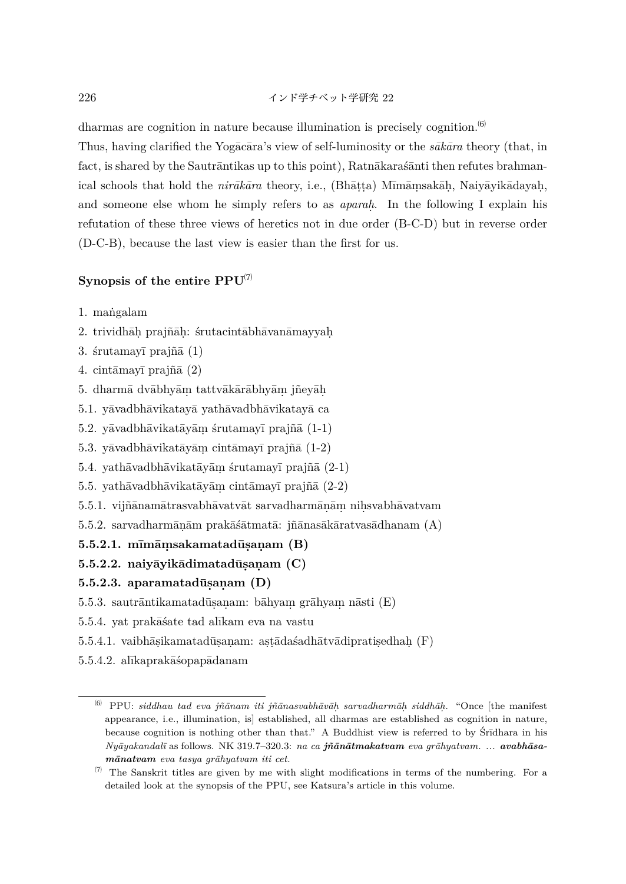dharmas are cognition in nature because illumination is precisely cognition.[6]

Thus, having clarified the Yogācāra's view of self-luminosity or the *sākāra* theory (that, in fact, is shared by the Sautrāntikas up to this point), Ratnākaraśānti then refutes brahmanical schools that hold the *nirākāra* theory, i.e., (Bhāṭṭa) Mīmāṃsakāḥ, Naiyāyikādayaḥ, and someone else whom he simply refers to as *aparaḥ*. In the following I explain his refutation of these three views of heretics not in due order (B-C-D) but in reverse order (D-C-B), because the last view is easier than the first for us.

### Synopsis of the entire PPU[7]

1. maṅgalam
2. trividhāḥ prajñāḥ: śrutacintābhāvanāmayyaḥ
3. śrutamayī prajñā (1)
4. cintāmayī prajñā (2)
5. dharmā dvābhyāṃ tattvākārābhyāṃ jñeyāḥ

5.1. yāvadbhāvikatayā yathāvadbhāvikatayā ca

5.2. yāvadbhāvikatāyāṃ śrutamayī prajñā (1-1)

5.3. yāvadbhāvikatāyāṃ cintāmayī prajñā (1-2)

5.4. yathāvadbhāvikatāyāṃ śrutamayī prajñā (2-1)

5.5. yathāvadbhāvikatāyāṃ cintāmayī prajñā (2-2)

5.5.1. vijñānamātrasvabhāvatvāt sarvadharmāṇāṃ niḥsvabhāvatvam

5.5.2. sarvadharmāṇām prakāśātmatā: jñānasākāratvasādhanam (A)

**5.5.2.1. mīmāṃsakamatadūṣaṇam (B)**

**5.5.2.2. naiyāyikādimatadūṣaṇam (C)**

**5.5.2.3. aparamatadūṣaṇam (D)**

5.5.3. sautrāntikamatadūṣaṇam: bāhyaṃ grāhyaṃ nāsti (E)

5.5.4. yat prakāśate tad alīkam eva na vastu

5.5.4.1. vaibhāṣikamatadūṣaṇam: aṣṭādaśadhātvādipratiṣedhaḥ (F)

5.5.4.2. alīkaprakāśopapādanam

---

[6] PPU: *siddhau tad eva jñānam iti jñānasvabhāvāḥ sarvadharmāḥ siddhāḥ.* "Once [the manifest appearance, i.e., illumination, is] established, all dharmas are established as cognition in nature, because cognition is nothing other than that." A Buddhist view is referred to by Śrīdhara in his *Nyāyakandalī* as follows. NK 319.7–320.3: *na ca **jñānātmakatvam** eva grāhyatvam. … **avabhāsamānatvam** eva tasya grāhyatvam iti cet.*

[7] The Sanskrit titles are given by me with slight modifications in terms of the numbering. For a detailed look at the synopsis of the PPU, see Katsura's article in this volume.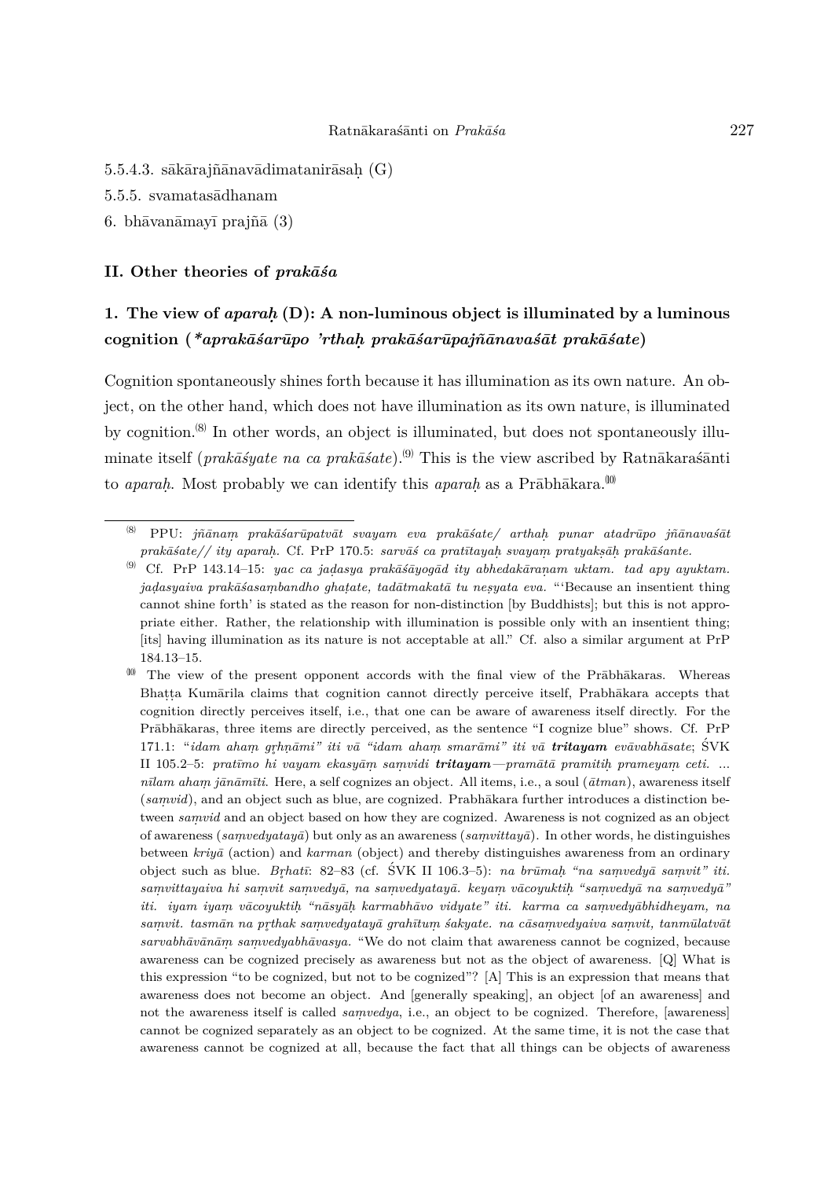5.5.4.3. sākārajñānavādimatanirāsaḥ (G)

5.5.5. svamatasādhanam

6. bhāvanāmayī prajñā (3)

## II. Other theories of *prakāśa*

### 1. The view of *aparaḥ* (D): A non-luminous object is illuminated by a luminous cognition (*\*aprakāśarūpo 'rthaḥ prakāśarūpajñānavaśāt prakāśate*)

Cognition spontaneously shines forth because it has illumination as its own nature. An object, on the other hand, which does not have illumination as its own nature, is illuminated by cognition.[8] In other words, an object is illuminated, but does not spontaneously illuminate itself (*prakāśyate na ca prakāśate*).[9] This is the view ascribed by Ratnākaraśānti to *aparaḥ*. Most probably we can identify this *aparaḥ* as a Prābhākara.[10]

---

[8] PPU: *jñānaṃ prakāśarūpatvāt svayam eva prakāśate/ arthaḥ punar atadrūpo jñānavaśāt prakāśate// ity aparaḥ.* Cf. PrP 170.5: *sarvāś ca pratītayaḥ svayaṃ pratyakṣāḥ prakāśante.*

[9] Cf. PrP 143.14–15: *yac ca jaḍasya prakāśāyogād ity abhedakāraṇam uktam. tad apy ayuktam. jaḍasyaiva prakāśasaṃbandho ghaṭate, tadātmakatā tu neṣyata eva.* "'Because an insentient thing cannot shine forth' is stated as the reason for non-distinction [by Buddhists]; but this is not appropriate either. Rather, the relationship with illumination is possible only with an insentient thing; [its] having illumination as its nature is not acceptable at all." Cf. also a similar argument at PrP 184.13–15.

[10] The view of the present opponent accords with the final view of the Prābhākaras. Whereas Bhaṭṭa Kumārila claims that cognition cannot directly perceive itself, Prabhākara accepts that cognition directly perceives itself, i.e., that one can be aware of awareness itself directly. For the Prābhākaras, three items are directly perceived, as the sentence "I cognize blue" shows. Cf. PrP 171.1: "*idam ahaṃ gṛhṇāmi" iti vā "idam ahaṃ smarāmi" iti vā **tritayam** evāvabhāsate*; ŚVK II 105.2–5: *pratīmo hi vayam ekasyāṃ saṃvidi **tritayam**—pramātā pramitiḥ prameyaṃ ceti. ... nīlam ahaṃ jānāmīti.* Here, a self cognizes an object. All items, i.e., a soul (*ātman*), awareness itself (*saṃvid*), and an object such as blue, are cognized. Prabhākara further introduces a distinction between *saṃvid* and an object based on how they are cognized. Awareness is not cognized as an object of awareness (*saṃvedyatayā*) but only as an awareness (*saṃvittayā*). In other words, he distinguishes between *kriyā* (action) and *karman* (object) and thereby distinguishes awareness from an ordinary object such as blue. *Bṛhatī*: 82–83 (cf. ŚVK II 106.3–5): *na brūmaḥ "na saṃvedyā saṃvit" iti. saṃvittayaiva hi saṃvit saṃvedyā, na saṃvedyatayā. keyaṃ vācoyuktiḥ "saṃvedyā na saṃvedyā" iti. iyam iyaṃ vācoyuktiḥ "nāsyāḥ karmabhāvo vidyate" iti. karma ca saṃvedyābhidheyam, na saṃvit. tasmān na pṛthak saṃvedyatayā grahītuṃ śakyate. na cāsaṃvedyaiva saṃvit, tanmūlatvāt sarvabhāvānāṃ saṃvedyabhāvasya.* "We do not claim that awareness cannot be cognized, because awareness can be cognized precisely as awareness but not as the object of awareness. [Q] What is this expression "to be cognized, but not to be cognized"? [A] This is an expression that means that awareness does not become an object. And [generally speaking], an object [of an awareness] and not the awareness itself is called *saṃvedya*, i.e., an object to be cognized. Therefore, [awareness] cannot be cognized separately as an object to be cognized. At the same time, it is not the case that awareness cannot be cognized at all, because the fact that all things can be objects of awareness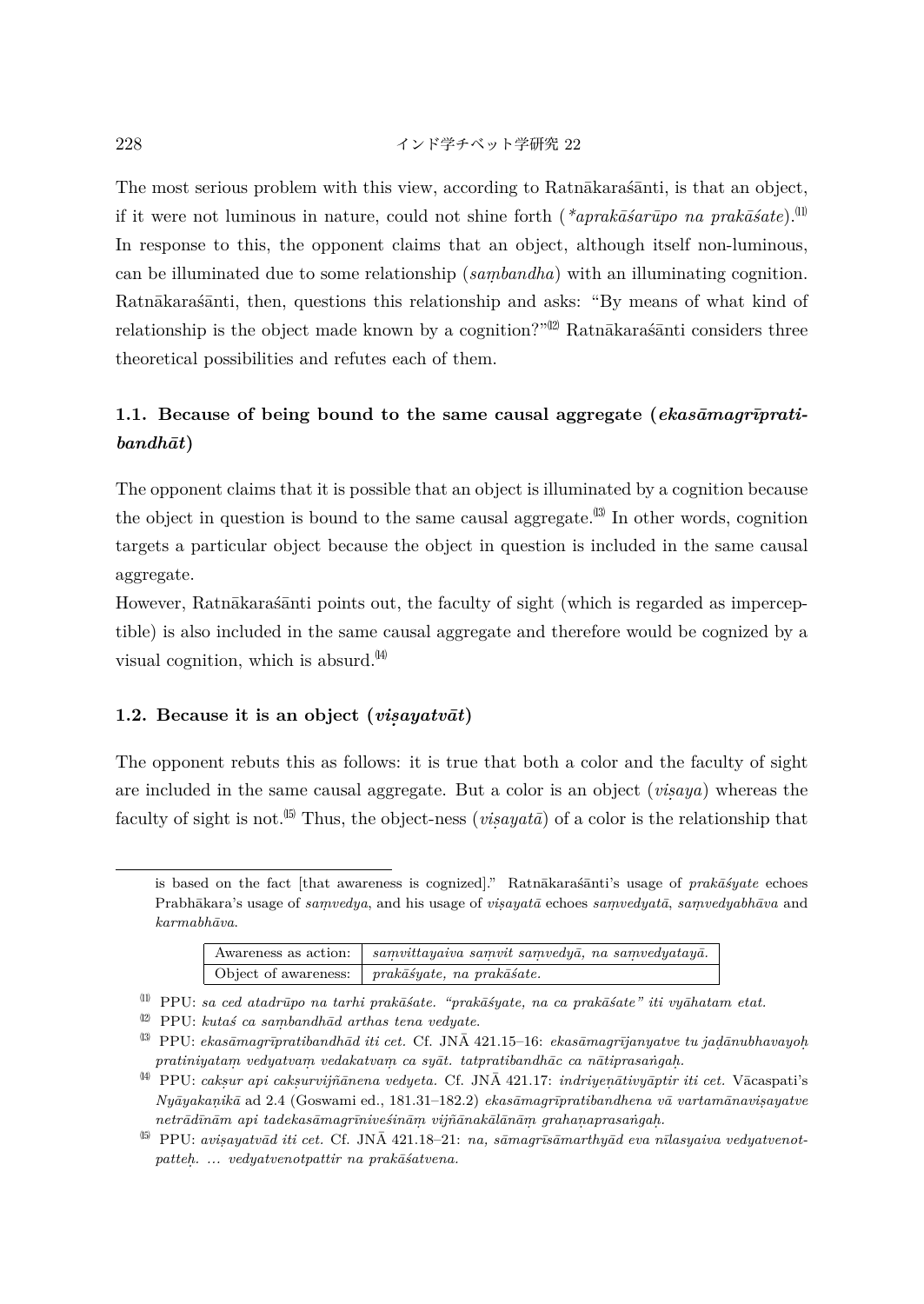The most serious problem with this view, according to Ratnākaraśānti, is that an object, if it were not luminous in nature, could not shine forth (*\*aprakāśarūpo na prakāśate*).[11] In response to this, the opponent claims that an object, although itself non-luminous, can be illuminated due to some relationship (*saṃbandha*) with an illuminating cognition. Ratnākaraśānti, then, questions this relationship and asks: "By means of what kind of relationship is the object made known by a cognition?"[12] Ratnākaraśānti considers three theoretical possibilities and refutes each of them.

### 1.1. Because of being bound to the same causal aggregate (*ekasāmagrīpratibandhāt*)

The opponent claims that it is possible that an object is illuminated by a cognition because the object in question is bound to the same causal aggregate.[13] In other words, cognition targets a particular object because the object in question is included in the same causal aggregate.

However, Ratnākaraśānti points out, the faculty of sight (which is regarded as imperceptible) is also included in the same causal aggregate and therefore would be cognized by a visual cognition, which is absurd.[14]

### 1.2. Because it is an object (*viṣayatvāt*)

The opponent rebuts this as follows: it is true that both a color and the faculty of sight are included in the same causal aggregate. But a color is an object (*viṣaya*) whereas the faculty of sight is not.[15] Thus, the object-ness (*viṣayatā*) of a color is the relationship that

---

is based on the fact [that awareness is cognized]." Ratnākaraśānti's usage of *prakāśyate* echoes Prabhākara's usage of *saṃvedya*, and his usage of *viṣayatā* echoes *saṃvedyatā*, *saṃvedyabhāva* and *karmabhāva*.

| Awareness as action: | *saṃvittayaiva saṃvit saṃvedyā, na saṃvedyatayā.* |
|---|---|
| Object of awareness: | *prakāśyate, na prakāśate.* |

[11] PPU: *sa ced atadrūpo na tarhi prakāśate. "prakāśyate, na ca prakāśate" iti vyāhatam etat.*

[12] PPU: *kutaś ca saṃbandhād arthas tena vedyate.*

[13] PPU: *ekasāmagrīpratibandhād iti cet.* Cf. JNĀ 421.15–16: *ekasāmagrījanyatve tu jaḍānubhavayoḥ pratiniyataṃ vedyatvaṃ vedakatvaṃ ca syāt. tatpratibandhāc ca nātiprasaṅgaḥ.*

[14] PPU: *cakṣur api cakṣurvijñānena vedyeta.* Cf. JNĀ 421.17: *indriyeṇātivyāptir iti cet.* Vācaspati's *Nyāyakaṇikā* ad 2.4 (Goswami ed., 181.31–182.2) *ekasāmagrīpratibandhena vā vartamānaviṣayatve netrādīnām api tadekasāmagrīniveśināṃ vijñānakālānāṃ grahaṇaprasaṅgaḥ.*

[15] PPU: *aviṣayatvād iti cet.* Cf. JNĀ 421.18–21: *na, sāmagrīsāmarthyād eva nīlasyaiva vedyatvenotpatteḥ. … vedyatvenotpattir na prakāśatvena.*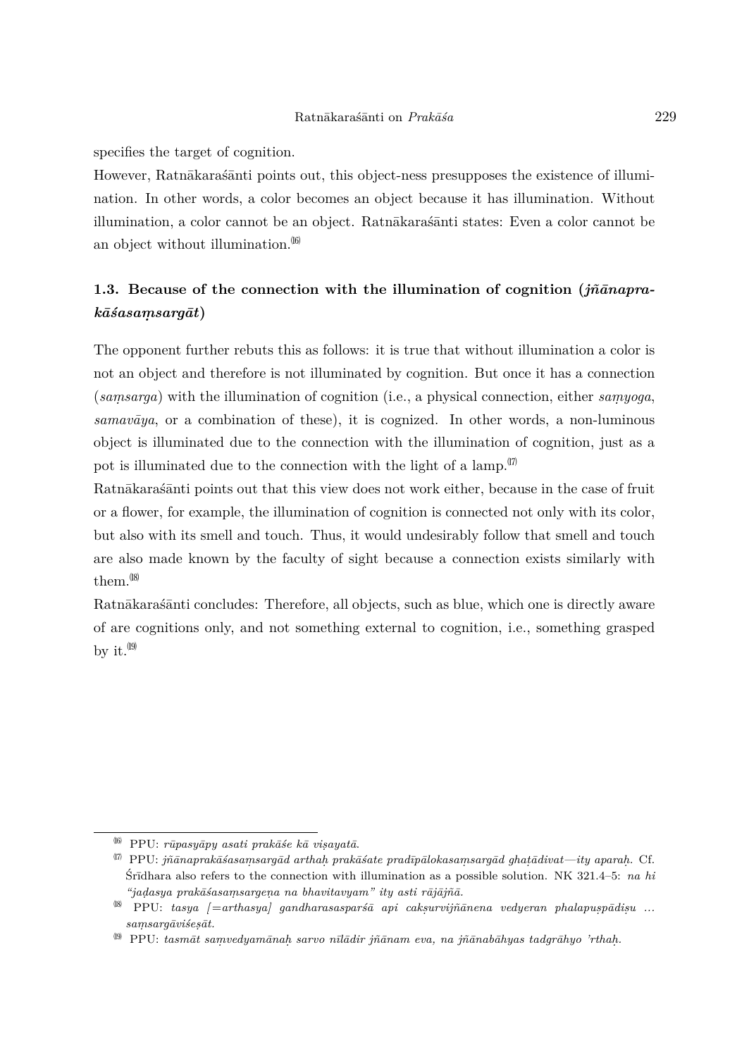specifies the target of cognition.

However, Ratnākaraśānti points out, this object-ness presupposes the existence of illumination. In other words, a color becomes an object because it has illumination. Without illumination, a color cannot be an object. Ratnākaraśānti states: Even a color cannot be an object without illumination.[16]

### 1.3. Because of the connection with the illumination of cognition (*jñānaprakāśasaṃsargāt*)

The opponent further rebuts this as follows: it is true that without illumination a color is not an object and therefore is not illuminated by cognition. But once it has a connection (*saṃsarga*) with the illumination of cognition (i.e., a physical connection, either *saṃyoga*, *samavāya*, or a combination of these), it is cognized. In other words, a non-luminous object is illuminated due to the connection with the illumination of cognition, just as a pot is illuminated due to the connection with the light of a lamp.[17]

Ratnākaraśānti points out that this view does not work either, because in the case of fruit or a flower, for example, the illumination of cognition is connected not only with its color, but also with its smell and touch. Thus, it would undesirably follow that smell and touch are also made known by the faculty of sight because a connection exists similarly with them.[18]

Ratnākaraśānti concludes: Therefore, all objects, such as blue, which one is directly aware of are cognitions only, and not something external to cognition, i.e., something grasped by it.[19]

---

[16] PPU: *rūpasyāpy asati prakāśe kā viṣayatā.*

[17] PPU: *jñānaprakāśasaṃsargād arthaḥ prakāśate pradīpālokasaṃsargād ghaṭādivat—ity aparaḥ.* Cf. Śrīdhara also refers to the connection with illumination as a possible solution. NK 321.4–5: *na hi "jaḍasya prakāśasaṃsargeṇa na bhavitavyam" ity asti rājājñā.*

[18] PPU: *tasya [=arthasya] gandharasasparśā api cakṣurvijñānena vedyeran phalapuṣpādiṣu … saṃsargāviśeṣāt.*

[19] PPU: *tasmāt saṃvedyamānaḥ sarvo nīlādir jñānam eva, na jñānabāhyas tadgrāhyo 'rthaḥ.*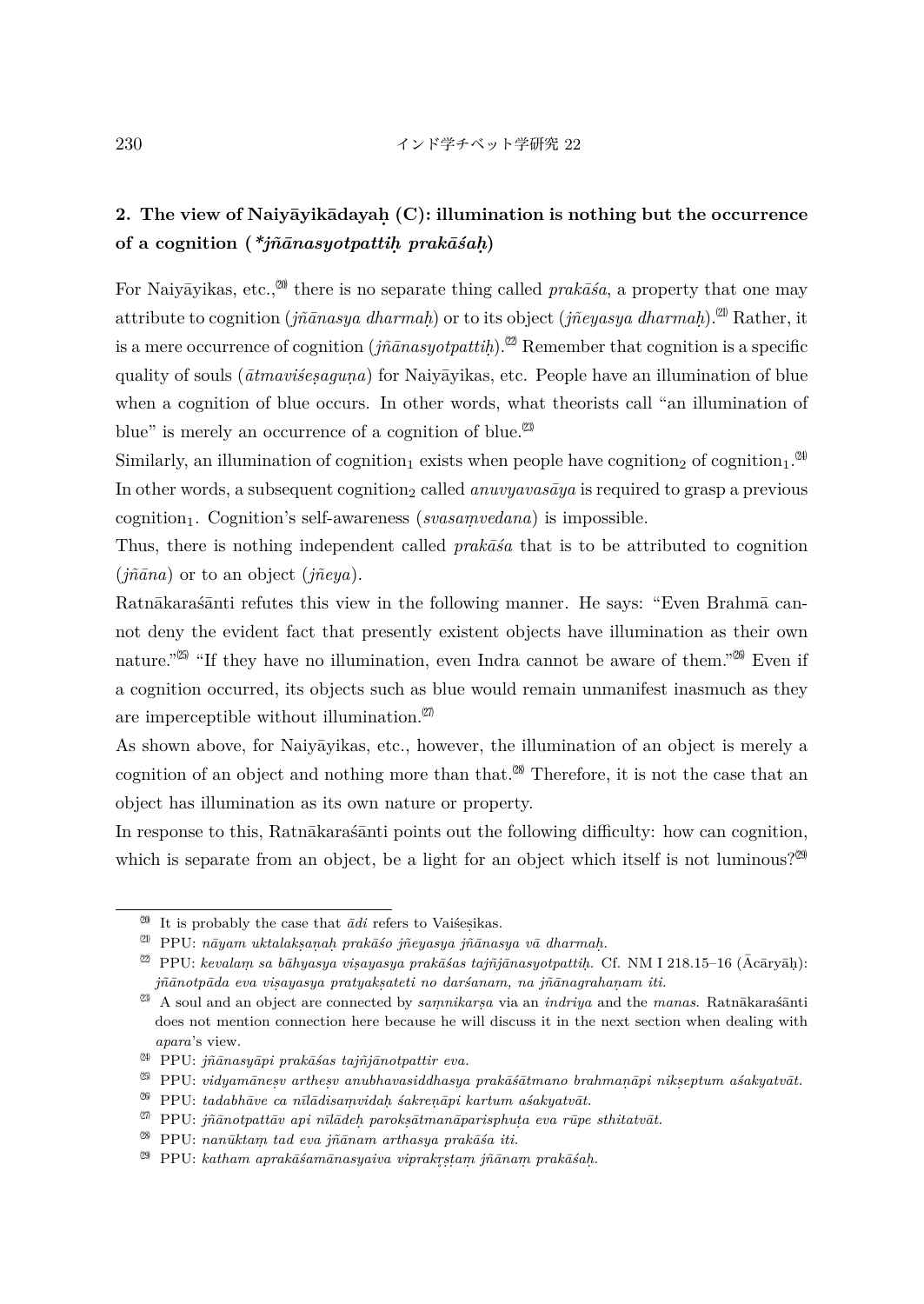## 2. The view of Naiyāyikādayaḥ (C): illumination is nothing but the occurrence of a cognition (*jñānasyotpattiḥ prakāśaḥ*)

For Naiyāyikas, etc.,[20] there is no separate thing called *prakāśa*, a property that one may attribute to cognition (*jñānasya dharmaḥ*) or to its object (*jñeyasya dharmaḥ*).[21] Rather, it is a mere occurrence of cognition (*jñānasyotpattiḥ*).[22] Remember that cognition is a specific quality of souls (*ātmaviśeṣaguṇa*) for Naiyāyikas, etc. People have an illumination of blue when a cognition of blue occurs. In other words, what theorists call "an illumination of blue" is merely an occurrence of a cognition of blue.[23]

Similarly, an illumination of cognition$_1$ exists when people have cognition$_2$ of cognition$_1$.[24] In other words, a subsequent cognition$_2$ called *anuvyavasāya* is required to grasp a previous cognition$_1$. Cognition's self-awareness (*svasaṃvedana*) is impossible.

Thus, there is nothing independent called *prakāśa* that is to be attributed to cognition (*jñāna*) or to an object (*jñeya*).

Ratnākaraśānti refutes this view in the following manner. He says: "Even Brahmā cannot deny the evident fact that presently existent objects have illumination as their own nature."[25] "If they have no illumination, even Indra cannot be aware of them."[26] Even if a cognition occurred, its objects such as blue would remain unmanifest inasmuch as they are imperceptible without illumination.[27]

As shown above, for Naiyāyikas, etc., however, the illumination of an object is merely a cognition of an object and nothing more than that.[28] Therefore, it is not the case that an object has illumination as its own nature or property.

In response to this, Ratnākaraśānti points out the following difficulty: how can cognition, which is separate from an object, be a light for an object which itself is not luminous?[29]

---

[20] It is probably the case that *ādi* refers to Vaiśeṣikas.

[21] PPU: *nāyam uktalakṣaṇaḥ prakāśo jñeyasya jñānasya vā dharmaḥ.*

[22] PPU: *kevalaṃ sa bāhyasya viṣayasya prakāśas tajñjānasyotpattiḥ.* Cf. NM I 218.15–16 (Ācāryāḥ): *jñānotpāda eva viṣayasya pratyakṣateti no darśanam, na jñānagrahaṇam iti.*

[23] A soul and an object are connected by *saṃnikarṣa* via an *indriya* and the *manas.* Ratnākaraśānti does not mention connection here because he will discuss it in the next section when dealing with *apara*'s view.

[24] PPU: *jñānasyāpi prakāśas tajñjānotpattir eva.*

[25] PPU: *vidyamāneṣv artheṣv anubhavasiddhasya prakāśātmano brahmaṇāpi nikṣeptum aśakyatvāt.*

[26] PPU: *tadabhāve ca nīlādisaṃvidaḥ śakreṇāpi kartum aśakyatvāt.*

[27] PPU: *jñānotpattāv api nīlādeḥ parokṣātmanāparisphuṭa eva rūpe sthitatvāt.*

[28] PPU: *nanūktaṃ tad eva jñānam arthasya prakāśa iti.*

[29] PPU: *katham aprakāśamānasyaiva viprakṛṣṭaṃ jñānaṃ prakāśaḥ.*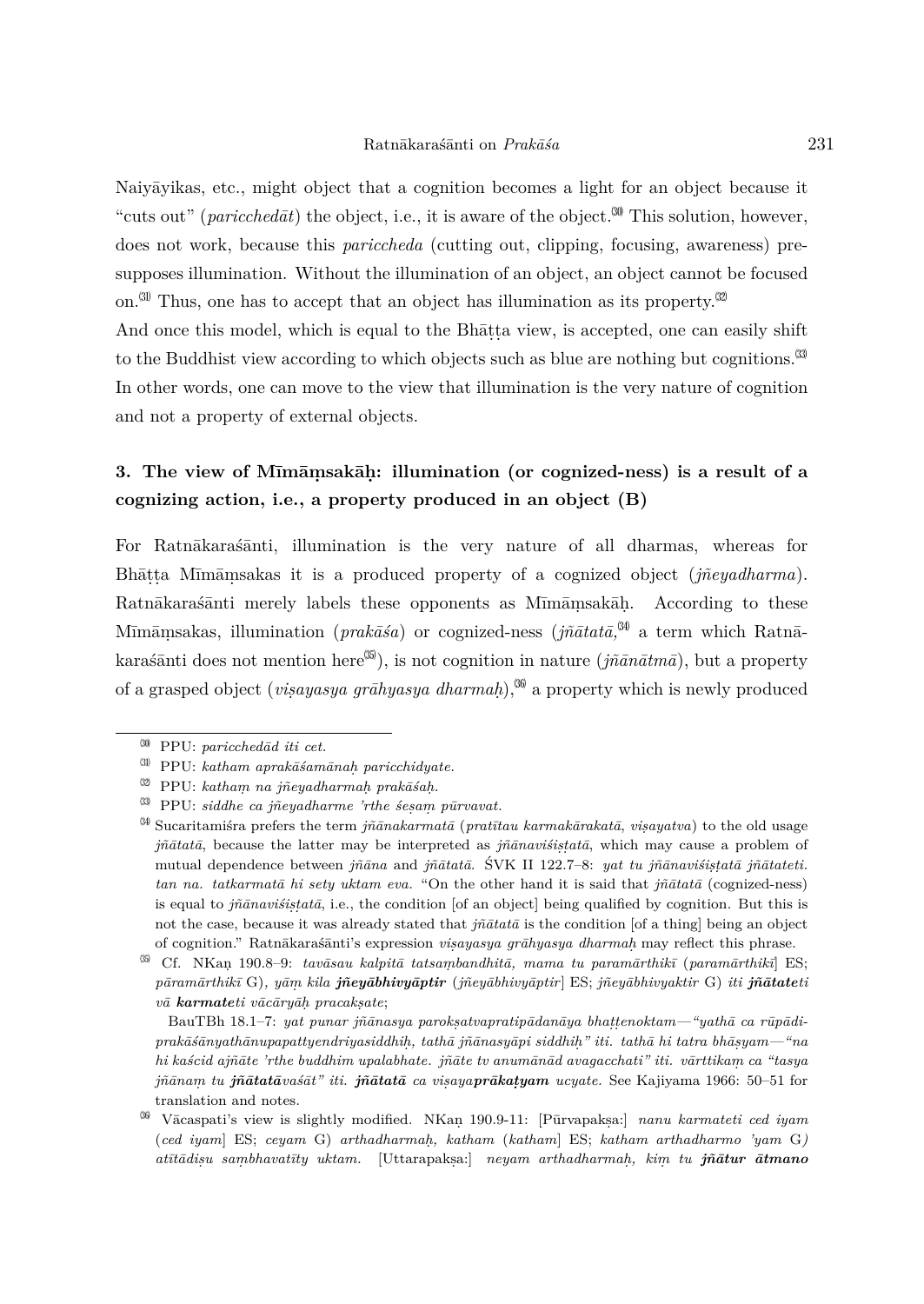Naiyāyikas, etc., might object that a cognition becomes a light for an object because it "cuts out" (*paricchedāt*) the object, i.e., it is aware of the object.[30] This solution, however, does not work, because this *pariccheda* (cutting out, clipping, focusing, awareness) presupposes illumination. Without the illumination of an object, an object cannot be focused on.[31] Thus, one has to accept that an object has illumination as its property.[32]

And once this model, which is equal to the Bhāṭṭa view, is accepted, one can easily shift to the Buddhist view according to which objects such as blue are nothing but cognitions.[33] In other words, one can move to the view that illumination is the very nature of cognition and not a property of external objects.

### 3. The view of Mīmāṃsakāḥ: illumination (or cognized-ness) is a result of a cognizing action, i.e., a property produced in an object (B)

For Ratnākaraśānti, illumination is the very nature of all dharmas, whereas for Bhāṭṭa Mīmāṃsakas it is a produced property of a cognized object (*jñeyadharma*). Ratnākaraśānti merely labels these opponents as Mīmāṃsakāḥ. According to these Mīmāṃsakas, illumination (*prakāśa*) or cognized-ness (*jñātatā*,[34] a term which Ratnākaraśānti does not mention here[35]), is not cognition in nature (*jñānātmā*), but a property of a grasped object (*viṣayasya grāhyasya dharmaḥ*),[36] a property which is newly produced

---

[30] PPU: *paricchedād iti cet.*

[31] PPU: *katham aprakāśamānaḥ paricchidyate.*

[32] PPU: *kathaṃ na jñeyadharmaḥ prakāśaḥ.*

[33] PPU: *siddhe ca jñeyadharme 'rthe śeṣaṃ pūrvavat.*

[34] Sucaritamiśra prefers the term *jñānakarmatā* (*pratītau karmakārakatā*, *viṣayatva*) to the old usage *jñātatā*, because the latter may be interpreted as *jñānaviśiṣṭatā*, which may cause a problem of mutual dependence between *jñāna* and *jñātatā*. ŚVK II 122.7–8: *yat tu jñānaviśiṣṭatā jñātateti. tan na. tatkarmatā hi sety uktam eva.* "On the other hand it is said that *jñātatā* (cognized-ness) is equal to *jñānaviśiṣṭatā*, i.e., the condition [of an object] being qualified by cognition. But this is not the case, because it was already stated that *jñātatā* is the condition [of a thing] being an object of cognition." Ratnākaraśānti's expression *viṣayasya grāhyasya dharmaḥ* may reflect this phrase.

[35] Cf. NKaṇ 190.8–9: *tavāsau kalpitā tatsaṃbandhitā, mama tu paramārthikī* (*paramārthikī*] ES; *pāramārthikī* G), *yāṃ kila **jñeyābhivyāptir*** (*jñeyābhivyāptir*] ES; *jñeyābhivyaktir* G) *iti **jñātate**ti vā **karmate**ti vācāryāḥ pracakṣate*;

BauTBh 18.1–7: *yat punar jñānasya parokṣatvapratipādanāya bhaṭṭenoktam—"yathā ca rūpādiprakāśānyathānupapattyendriyasiddhiḥ, tathā jñānasyāpi siddhiḥ" iti. tathā hi tatra bhāṣyam—"na hi kaścid ajñāte 'rthe buddhim upalabhate. jñāte tv anumānād avagacchati" iti. vārttikaṃ ca "tasya jñānaṃ tu **jñātatā**vaśāt" iti. **jñātatā** ca viṣaya**prākaṭyam** ucyate.* See Kajiyama 1966: 50–51 for translation and notes.

[36] Vācaspati's view is slightly modified. NKaṇ 190.9-11: [Pūrvapakṣa:] *nanu karmateti ced iyam* (*ced iyam*] ES; *ceyam* G) *arthadharmaḥ, katham* (*katham*] ES; *katham arthadharmo 'yam* G) *atītādiṣu saṃbhavatīty uktam.* [Uttarapakṣa:] *neyam arthadharmaḥ, kiṃ tu **jñātur ātmano***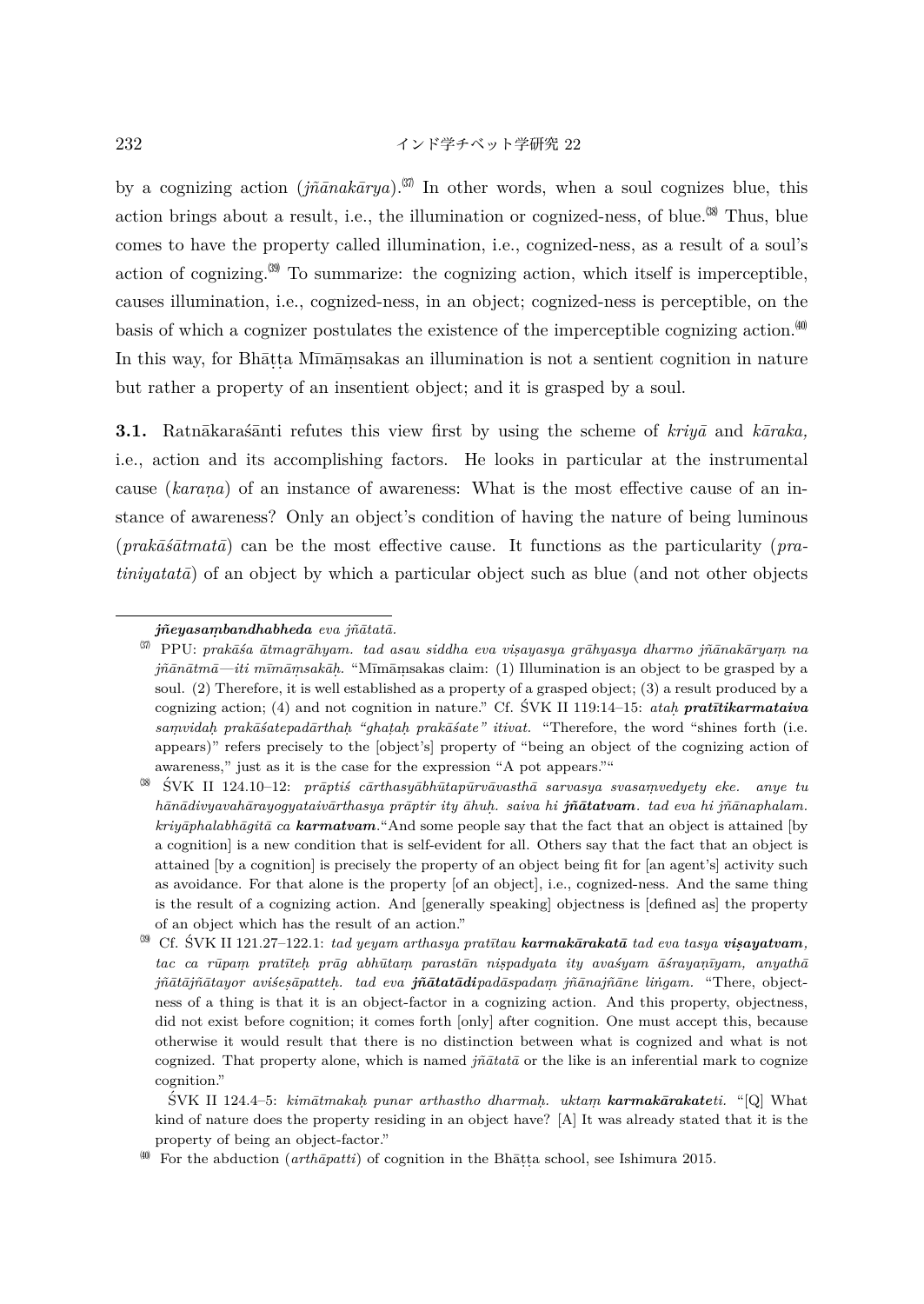by a cognizing action (*jñānakārya*).[37] In other words, when a soul cognizes blue, this action brings about a result, i.e., the illumination or cognized-ness, of blue.[38] Thus, blue comes to have the property called illumination, i.e., cognized-ness, as a result of a soul's action of cognizing.[39] To summarize: the cognizing action, which itself is imperceptible, causes illumination, i.e., cognized-ness, in an object; cognized-ness is perceptible, on the basis of which a cognizer postulates the existence of the imperceptible cognizing action.[40] In this way, for Bhāṭṭa Mīmāṃsakas an illumination is not a sentient cognition in nature but rather a property of an insentient object; and it is grasped by a soul.

**3.1.** Ratnākaraśānti refutes this view first by using the scheme of *kriyā* and *kāraka,* i.e., action and its accomplishing factors. He looks in particular at the instrumental cause (*karaṇa*) of an instance of awareness: What is the most effective cause of an instance of awareness? Only an object's condition of having the nature of being luminous (*prakāśātmatā*) can be the most effective cause. It functions as the particularity (*pratiniyatatā*) of an object by which a particular object such as blue (and not other objects

---

***jñeyasaṃbandhabheda*** *eva jñātatā.*

[37] PPU: *prakāśa ātmagrāhyam. tad asau siddha eva viṣayasya grāhyasya dharmo jñānakāryaṃ na jñānātmā—iti mīmāṃsakāḥ.* "Mīmāṃsakas claim: (1) Illumination is an object to be grasped by a soul. (2) Therefore, it is well established as a property of a grasped object; (3) a result produced by a cognizing action; (4) and not cognition in nature." Cf. ŚVK II 119:14–15: *ataḥ* ***pratītikarmataiva*** *saṃvidaḥ prakāśatepadārthaḥ "ghaṭaḥ prakāśate" itivat.* "Therefore, the word "shines forth (i.e. appears)" refers precisely to the [object's] property of "being an object of the cognizing action of awareness," just as it is the case for the expression "A pot appears.""

[38] ŚVK II 124.10–12: *prāptiś cārthasyābhūtapūrvāvasthā sarvasya svasaṃvedyety eke. anye tu hānādivyavahārayogyataivārthasya prāptir ity āhuḥ. saiva hi* ***jñātatvam****. tad eva hi jñānaphalam. kriyāphalabhāgitā ca* ***karmatvam****.*"And some people say that the fact that an object is attained [by a cognition] is a new condition that is self-evident for all. Others say that the fact that an object is attained [by a cognition] is precisely the property of an object being fit for [an agent's] activity such as avoidance. For that alone is the property [of an object], i.e., cognized-ness. And the same thing is the result of a cognizing action. And [generally speaking] objectness is [defined as] the property of an object which has the result of an action."

[39] Cf. ŚVK II 121.27–122.1: *tad yeyam arthasya pratītau* ***karmakārakatā*** *tad eva tasya* ***viṣayatvam****, tac ca rūpaṃ pratīteḥ prāg abhūtaṃ parastān niṣpadyata ity avaśyam āśrayaṇīyam, anyathā jñātājñātayor aviśeṣāpatteḥ. tad eva* ***jñātatādi****padāspadaṃ jñānajñāne liṅgam.* "There, objectness of a thing is that it is an object-factor in a cognizing action. And this property, objectness, did not exist before cognition; it comes forth [only] after cognition. One must accept this, because otherwise it would result that there is no distinction between what is cognized and what is not cognized. That property alone, which is named *jñātatā* or the like is an inferential mark to cognize cognition."

ŚVK II 124.4–5: *kimātmakaḥ punar arthastho dharmaḥ. uktaṃ* ***karmakārakate****ti.* "[Q] What kind of nature does the property residing in an object have? [A] It was already stated that it is the property of being an object-factor."

[40] For the abduction (*arthāpatti*) of cognition in the Bhāṭṭa school, see Ishimura 2015.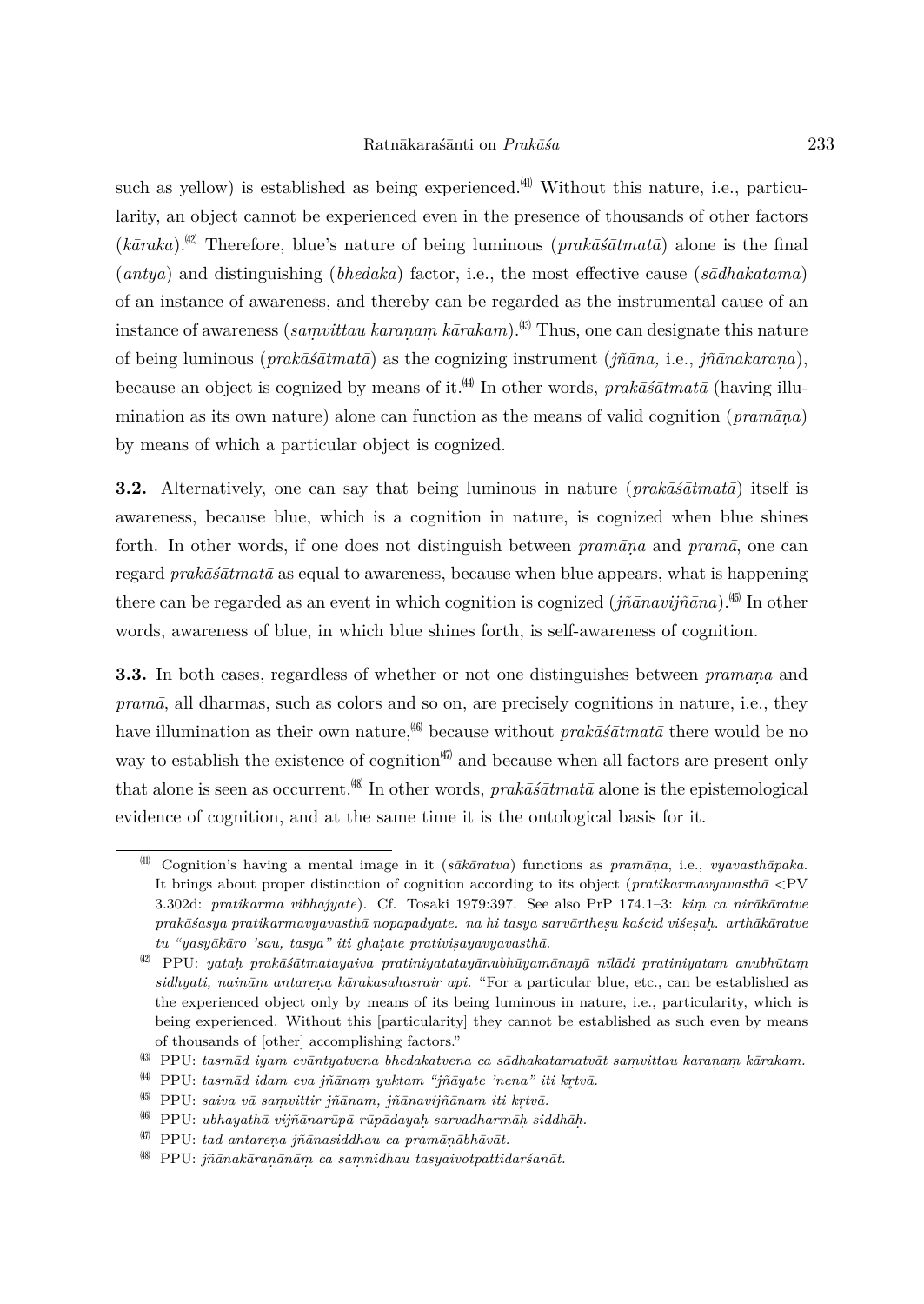such as yellow) is established as being experienced.[41] Without this nature, i.e., particularity, an object cannot be experienced even in the presence of thousands of other factors (*kāraka*).[42] Therefore, blue's nature of being luminous (*prakāśātmatā*) alone is the final (*antya*) and distinguishing (*bhedaka*) factor, i.e., the most effective cause (*sādhakatama*) of an instance of awareness, and thereby can be regarded as the instrumental cause of an instance of awareness (*saṃvittau karaṇaṃ kārakam*).[43] Thus, one can designate this nature of being luminous (*prakāśātmatā*) as the cognizing instrument (*jñāna,* i.e., *jñānakaraṇa*), because an object is cognized by means of it.[44] In other words, *prakāśātmatā* (having illumination as its own nature) alone can function as the means of valid cognition (*pramāṇa*) by means of which a particular object is cognized.

**3.2.** Alternatively, one can say that being luminous in nature (*prakāśātmatā*) itself is awareness, because blue, which is a cognition in nature, is cognized when blue shines forth. In other words, if one does not distinguish between *pramāṇa* and *pramā*, one can regard *prakāśātmatā* as equal to awareness, because when blue appears, what is happening there can be regarded as an event in which cognition is cognized (*jñānavijñāna*).[45] In other words, awareness of blue, in which blue shines forth, is self-awareness of cognition.

**3.3.** In both cases, regardless of whether or not one distinguishes between *pramāṇa* and *pramā*, all dharmas, such as colors and so on, are precisely cognitions in nature, i.e., they have illumination as their own nature,[46] because without *prakāśātmatā* there would be no way to establish the existence of cognition[47] and because when all factors are present only that alone is seen as occurrent.[48] In other words, *prakāśātmatā* alone is the epistemological evidence of cognition, and at the same time it is the ontological basis for it.

---

[41] Cognition's having a mental image in it (*sākāratva*) functions as *pramāṇa*, i.e., *vyavasthāpaka*. It brings about proper distinction of cognition according to its object (*pratikarmavyavasthā* <PV 3.302d: *pratikarma vibhajyate*). Cf. Tosaki 1979:397. See also PrP 174.1–3: *kiṃ ca nirākāratve prakāśasya pratikarmavyavasthā nopapadyate. na hi tasya sarvārtheṣu kaścid viśeṣaḥ. arthākāratve tu "yasyākāro 'sau, tasya" iti ghaṭate prativiṣayavyavasthā.*

[42] PPU: *yataḥ prakāśātmatayaiva pratiniyatatayānubhūyamānayā nīlādi pratiniyatam anubhūtaṃ sidhyati, naināṃ antareṇa kārakasahasrair api.* "For a particular blue, etc., can be established as the experienced object only by means of its being luminous in nature, i.e., particularity, which is being experienced. Without this [particularity] they cannot be established as such even by means of thousands of [other] accomplishing factors."

[43] PPU: *tasmād iyam evāntyatvena bhedakatvena ca sādhakatamatvāt saṃvittau karaṇaṃ kārakam.*

[44] PPU: *tasmād idam eva jñānaṃ yuktam "jñāyate 'nena" iti kṛtvā.*

[45] PPU: *saiva vā saṃvittir jñānam, jñānavijñānam iti kṛtvā.*

[46] PPU: *ubhayathā vijñānarūpā rūpādayaḥ sarvadharmāḥ siddhāḥ.*

[47] PPU: *tad antareṇa jñānasiddhau ca pramāṇābhāvāt.*

[48] PPU: *jñānakāraṇānāṃ ca saṃnidhau tasyaivotpattidarśanāt.*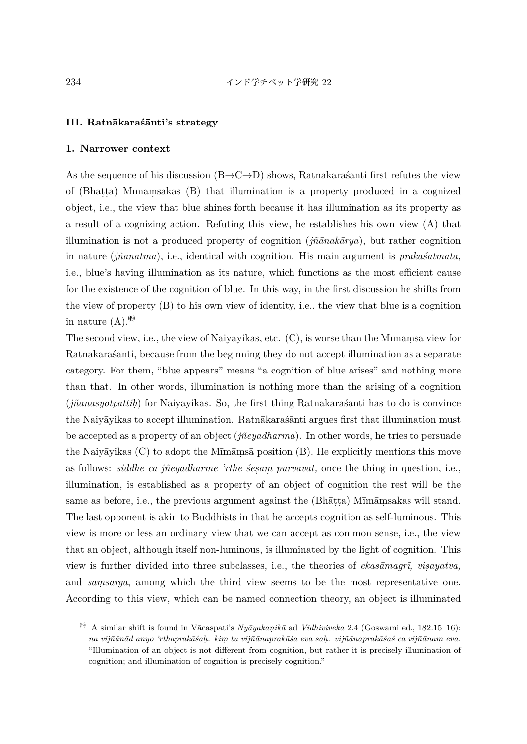### III. Ratnākaraśānti's strategy

#### 1. Narrower context

As the sequence of his discussion (B→C→D) shows, Ratnākaraśānti first refutes the view of (Bhāṭṭa) Mīmāṃsakas (B) that illumination is a property produced in a cognized object, i.e., the view that blue shines forth because it has illumination as its property as a result of a cognizing action. Refuting this view, he establishes his own view (A) that illumination is not a produced property of cognition (*jñānakārya*), but rather cognition in nature (*jñānātmā*), i.e., identical with cognition. His main argument is *prakāśātmatā,* i.e., blue's having illumination as its nature, which functions as the most efficient cause for the existence of the cognition of blue. In this way, in the first discussion he shifts from the view of property (B) to his own view of identity, i.e., the view that blue is a cognition in nature (A).[49]

The second view, i.e., the view of Naiyāyikas, etc. (C), is worse than the Mīmāṃsā view for Ratnākaraśānti, because from the beginning they do not accept illumination as a separate category. For them, "blue appears" means "a cognition of blue arises" and nothing more than that. In other words, illumination is nothing more than the arising of a cognition (*jñānasyotpattiḥ*) for Naiyāyikas. So, the first thing Ratnākaraśānti has to do is convince the Naiyāyikas to accept illumination. Ratnākaraśānti argues first that illumination must be accepted as a property of an object (*jñeyadharma*). In other words, he tries to persuade the Naiyāyikas (C) to adopt the Mīmāṃsā position (B). He explicitly mentions this move as follows: *siddhe ca jñeyadharme 'rthe śeṣaṃ pūrvavat,* once the thing in question, i.e., illumination, is established as a property of an object of cognition the rest will be the same as before, i.e., the previous argument against the (Bhāṭṭa) Mīmāṃsakas will stand.

The last opponent is akin to Buddhists in that he accepts cognition as self-luminous. This view is more or less an ordinary view that we can accept as common sense, i.e., the view that an object, although itself non-luminous, is illuminated by the light of cognition. This view is further divided into three subclasses, i.e., the theories of *ekasāmagrī, viṣayatva,* and *saṃsarga*, among which the third view seems to be the most representative one. According to this view, which can be named connection theory, an object is illuminated

---

[49] A similar shift is found in Vācaspati's *Nyāyakaṇikā* ad *Vidhiviveka* 2.4 (Goswami ed., 182.15–16): *na vijñānād anyo 'rthaprakāśaḥ. kiṃ tu vijñānaprakāśa eva saḥ. vijñānaprakāśaś ca vijñānam eva.* "Illumination of an object is not different from cognition, but rather it is precisely illumination of cognition; and illumination of cognition is precisely cognition."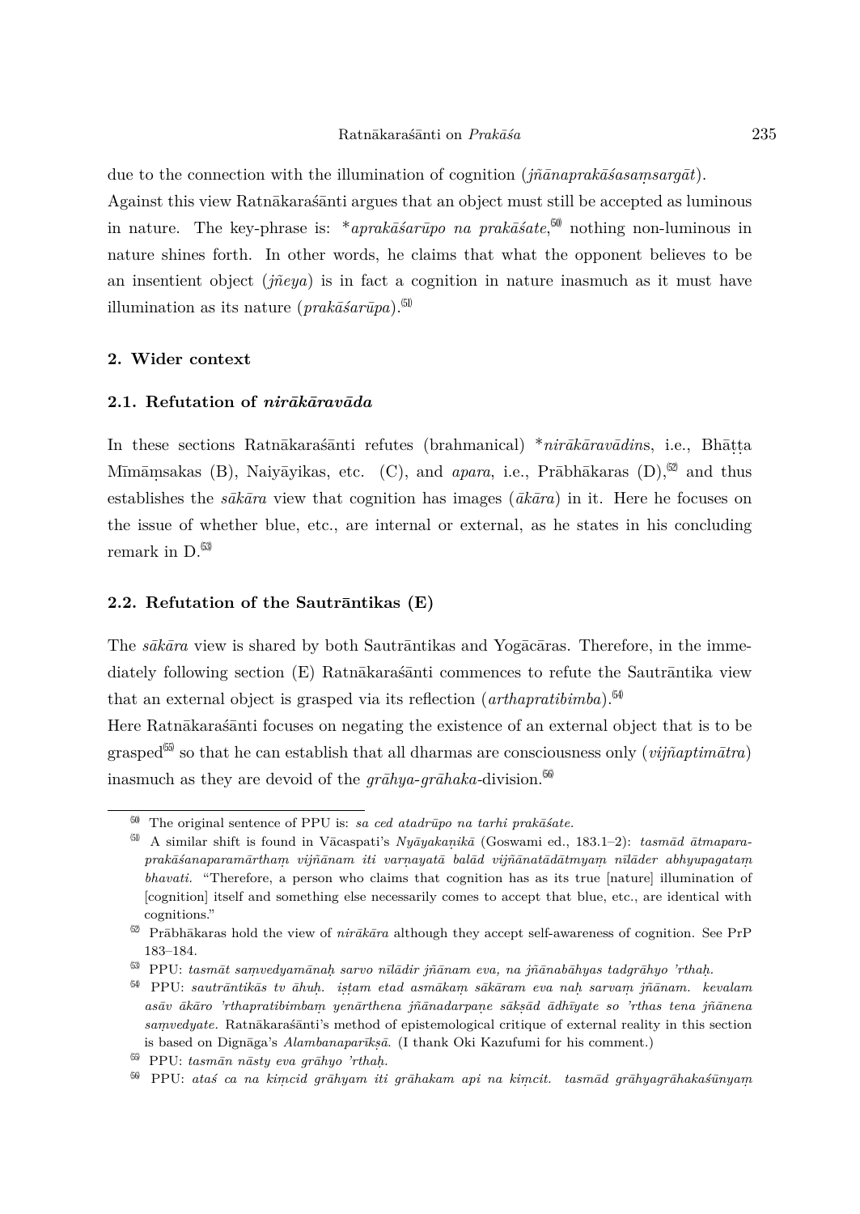due to the connection with the illumination of cognition (*jñānaprakāśasaṃsargāt*).
Against this view Ratnākaraśānti argues that an object must still be accepted as luminous in nature. The key-phrase is: **aprakāśarūpo na prakāśate*,[50] nothing non-luminous in nature shines forth. In other words, he claims that what the opponent believes to be an insentient object (*jñeya*) is in fact a cognition in nature inasmuch as it must have illumination as its nature (*prakāśarūpa*).[51]

## 2. Wider context

### 2.1. Refutation of *nirākāravāda*

In these sections Ratnākaraśānti refutes (brahmanical) **nirākāravādin*s, i.e., Bhāṭṭa Mīmāṃsakas (B), Naiyāyikas, etc. (C), and *apara*, i.e., Prābhākaras (D),[52] and thus establishes the *sākāra* view that cognition has images (*ākāra*) in it. Here he focuses on the issue of whether blue, etc., are internal or external, as he states in his concluding remark in D.[53]

### 2.2. Refutation of the Sautrāntikas (E)

The *sākāra* view is shared by both Sautrāntikas and Yogācāras. Therefore, in the immediately following section (E) Ratnākaraśānti commences to refute the Sautrāntika view that an external object is grasped via its reflection (*arthapratibimba*).[54]
Here Ratnākaraśānti focuses on negating the existence of an external object that is to be grasped[55] so that he can establish that all dharmas are consciousness only (*vijñaptimātra*) inasmuch as they are devoid of the *grāhya-grāhaka*-division.[56]

---

[50] The original sentence of PPU is: *sa ced atadrūpo na tarhi prakāśate.*

[51] A similar shift is found in Vācaspati's *Nyāyakaṇikā* (Goswami ed., 183.1–2): *tasmād ātmaparaprakāśanaparamārthaṃ vijñānam iti varṇayatā balād vijñānatādātmyaṃ nīlāder abhyupagataṃ bhavati.* "Therefore, a person who claims that cognition has as its true [nature] illumination of [cognition] itself and something else necessarily comes to accept that blue, etc., are identical with cognitions."

[52] Prābhākaras hold the view of *nirākāra* although they accept self-awareness of cognition. See PrP 183–184.

[53] PPU: *tasmāt saṃvedyamānaḥ sarvo nīlādir jñānam eva, na jñānabāhyas tadgrāhyo 'rthaḥ.*

[54] PPU: *sautrāntikās tv āhuḥ. iṣṭam etad asmākaṃ sākāram eva naḥ sarvaṃ jñānam. kevalam asāv ākāro 'rthapratibimbaṃ yenārthena jñānadarpaṇe sākṣād ādhīyate so 'rthas tena jñānena saṃvedyate.* Ratnākaraśānti's method of epistemological critique of external reality in this section is based on Dignāga's *Alambanaparīkṣā*. (I thank Oki Kazufumi for his comment.)

[55] PPU: *tasmān nāsty eva grāhyo 'rthaḥ.*

[56] PPU: *ataś ca na kiṃcid grāhyam iti grāhakam api na kiṃcit. tasmād grāhyagrāhakaśūnyaṃ*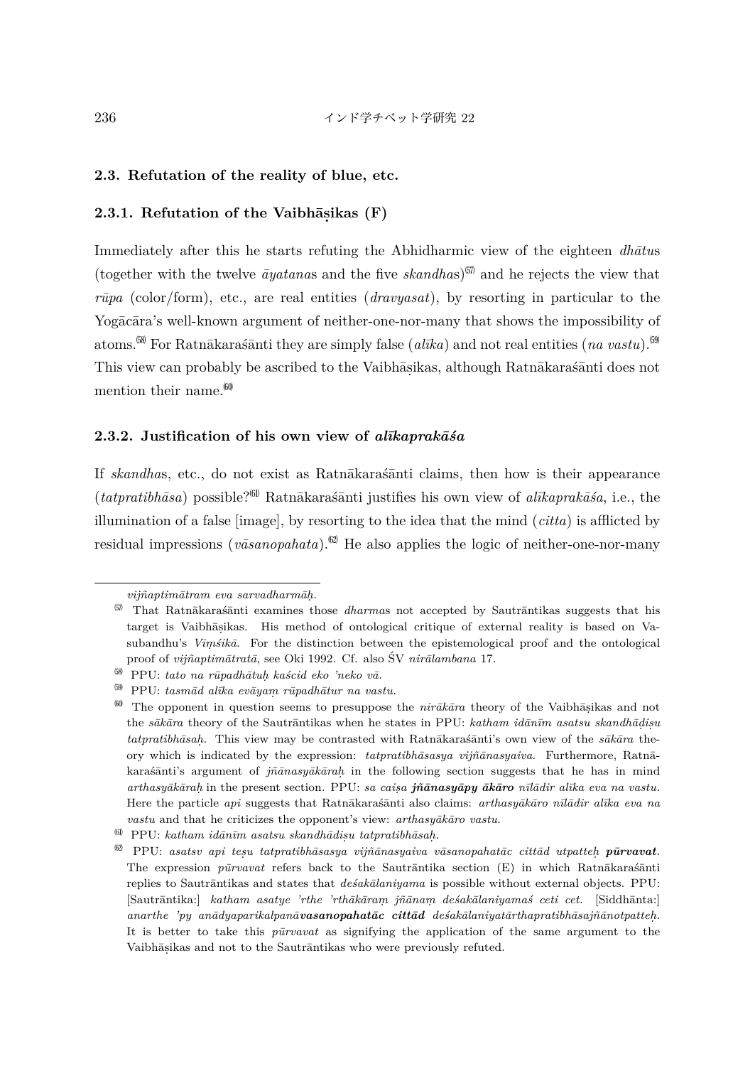### 2.3. Refutation of the reality of blue, etc.

#### 2.3.1. Refutation of the Vaibhāṣikas (F)

Immediately after this he starts refuting the Abhidharmic view of the eighteen *dhātu*s (together with the twelve *āyatana*s and the five *skandha*s)[57] and he rejects the view that *rūpa* (color/form), etc., are real entities (*dravyasat*), by resorting in particular to the Yogācāra's well-known argument of neither-one-nor-many that shows the impossibility of atoms.[58] For Ratnākaraśānti they are simply false (*alīka*) and not real entities (*na vastu*).[59] This view can probably be ascribed to the Vaibhāṣikas, although Ratnākaraśānti does not mention their name.[60]

#### 2.3.2. Justification of his own view of *alīkaprakāśa*

If *skandha*s, etc., do not exist as Ratnākaraśānti claims, then how is their appearance (*tatpratibhāsa*) possible?[61] Ratnākaraśānti justifies his own view of *alīkaprakāśa*, i.e., the illumination of a false [image], by resorting to the idea that the mind (*citta*) is afflicted by residual impressions (*vāsanopahata*).[62] He also applies the logic of neither-one-nor-many

---

*vijñaptimātram eva sarvadharmāḥ.*

[57] That Ratnākaraśānti examines those *dharma*s not accepted by Sautrāntikas suggests that his target is Vaibhāṣikas. His method of ontological critique of external reality is based on Vasubandhu's *Viṃśikā*. For the distinction between the epistemological proof and the ontological proof of *vijñaptimātratā*, see Oki 1992. Cf. also ŚV *nirālambana* 17.

[58] PPU: *tato na rūpadhātuḥ kaścid eko 'neko vā.*

[59] PPU: *tasmād alīka evāyaṃ rūpadhātur na vastu.*

[60] The opponent in question seems to presuppose the *nirākāra* theory of the Vaibhāṣikas and not the *sākāra* theory of the Sautrāntikas when he states in PPU: *katham idānīm asatsu skandhādiṣu tatpratibhāsaḥ.* This view may be contrasted with Ratnākaraśānti's own view of the *sākāra* theory which is indicated by the expression: *tatpratibhāsasya vijñānasyaiva.* Furthermore, Ratnākaraśānti's argument of *jñānasyākāraḥ* in the following section suggests that he has in mind *arthasyākāraḥ* in the present section. PPU: *sa caiṣa **jñānasyāpy ākāro** nīlādir alīka eva na vastu.* Here the particle *api* suggests that Ratnākaraśānti also claims: *arthasyākāro nīlādir alīka eva na vastu* and that he criticizes the opponent's view: *arthasyākāro vastu*.

[61] PPU: *katham idānīm asatsu skandhādiṣu tatpratibhāsaḥ.*

[62] PPU: *asatsv api teṣu tatpratibhāsasya vijñānasyaiva vāsanopahatāc cittād utpatteḥ **pūrvavat**.* The expression *pūrvavat* refers back to the Sautrāntika section (E) in which Ratnākaraśānti replies to Sautrāntikas and states that *deśakālaniyama* is possible without external objects. PPU: [Sautrāntika:] *katham asatye 'rthe 'rthākāraṃ jñānaṃ deśakālaniyamaś ceti cet.* [Siddhānta:] *anarthe 'py anādyaparikalpanā**vasanopahatāc cittād** deśakālaniyatārthapratibhāsajñānotpatteḥ.* It is better to take this *pūrvavat* as signifying the application of the same argument to the Vaibhāṣikas and not to the Sautrāntikas who were previously refuted.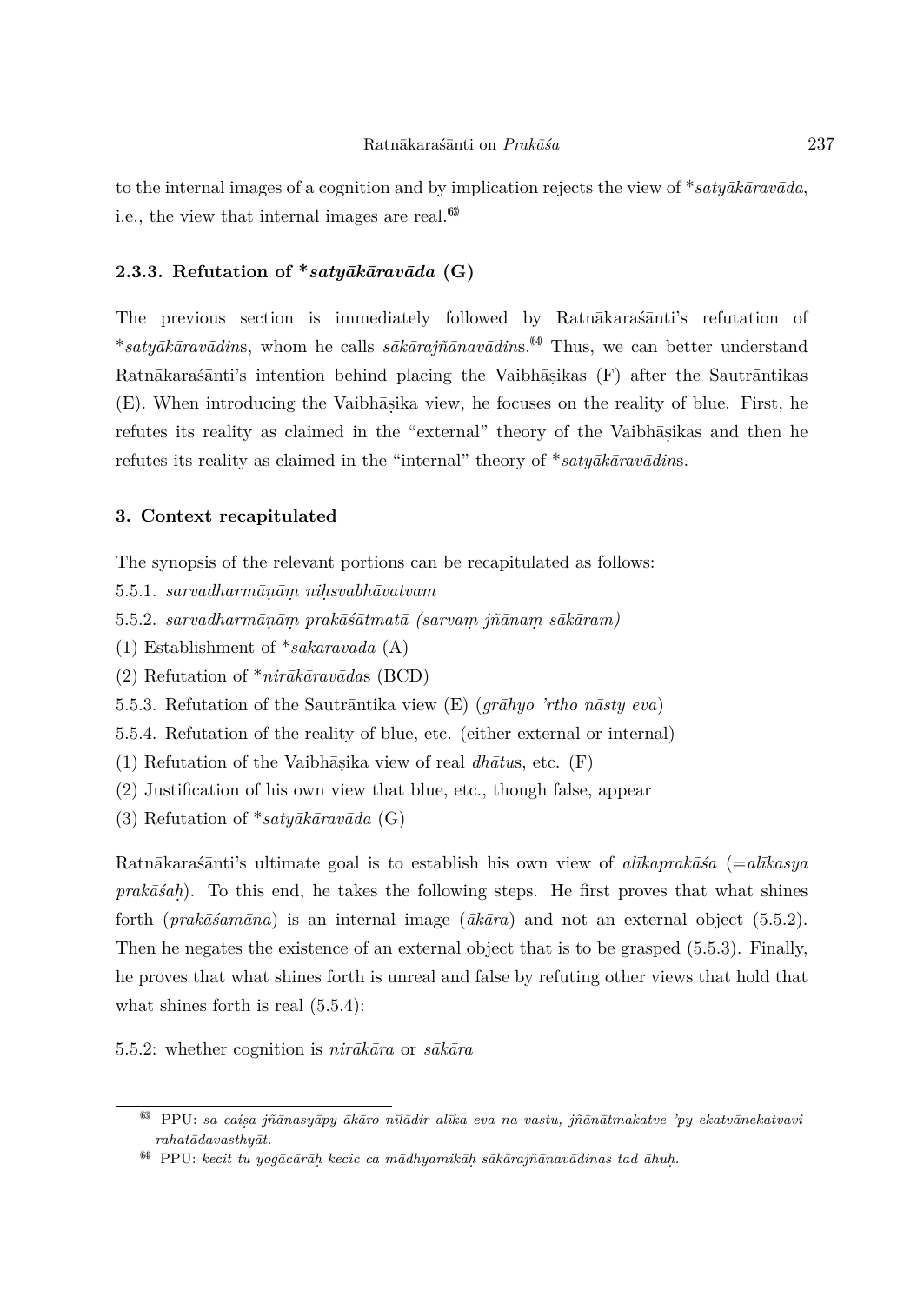to the internal images of a cognition and by implication rejects the view of **satyākāravāda*, i.e., the view that internal images are real.[63]

### 2.3.3. Refutation of **satyākāravāda* (G)

The previous section is immediately followed by Ratnākaraśānti's refutation of **satyākāravādin*s, whom he calls *sākārajñānavādin*s.[64] Thus, we can better understand Ratnākaraśānti's intention behind placing the Vaibhāṣikas (F) after the Sautrāntikas (E). When introducing the Vaibhāṣika view, he focuses on the reality of blue. First, he refutes its reality as claimed in the "external" theory of the Vaibhāṣikas and then he refutes its reality as claimed in the "internal" theory of **satyākāravādin*s.

## 3. Context recapitulated

The synopsis of the relevant portions can be recapitulated as follows:

5.5.1. *sarvadharmāṇāṃ niḥsvabhāvatvam*

5.5.2. *sarvadharmāṇāṃ prakāśātmatā (sarvaṃ jñānaṃ sākāram)*

(1) Establishment of **sākāravāda* (A)

(2) Refutation of **nirākāravāda*s (BCD)

5.5.3. Refutation of the Sautrāntika view (E) (*grāhyo 'rtho nāsty eva*)

5.5.4. Refutation of the reality of blue, etc. (either external or internal)

(1) Refutation of the Vaibhāṣika view of real *dhātu*s, etc. (F)

(2) Justification of his own view that blue, etc., though false, appear

(3) Refutation of **satyākāravāda* (G)

Ratnākaraśānti's ultimate goal is to establish his own view of *alīkaprakāśa* (=*alīkasya prakāśaḥ*). To this end, he takes the following steps. He first proves that what shines forth (*prakāśamāna*) is an internal image (*ākāra*) and not an external object (5.5.2). Then he negates the existence of an external object that is to be grasped (5.5.3). Finally, he proves that what shines forth is unreal and false by refuting other views that hold that what shines forth is real (5.5.4):

5.5.2: whether cognition is *nirākāra* or *sākāra*

---

[63] PPU: *sa caiṣa jñānasyāpy ākāro nīlādir alīka eva na vastu, jñānātmakatve 'py ekatvānekatvavirahatādavasthyāt.*

[64] PPU: *kecit tu yogācārāḥ kecic ca mādhyamikāḥ sākārajñānavādinas tad āhuḥ.*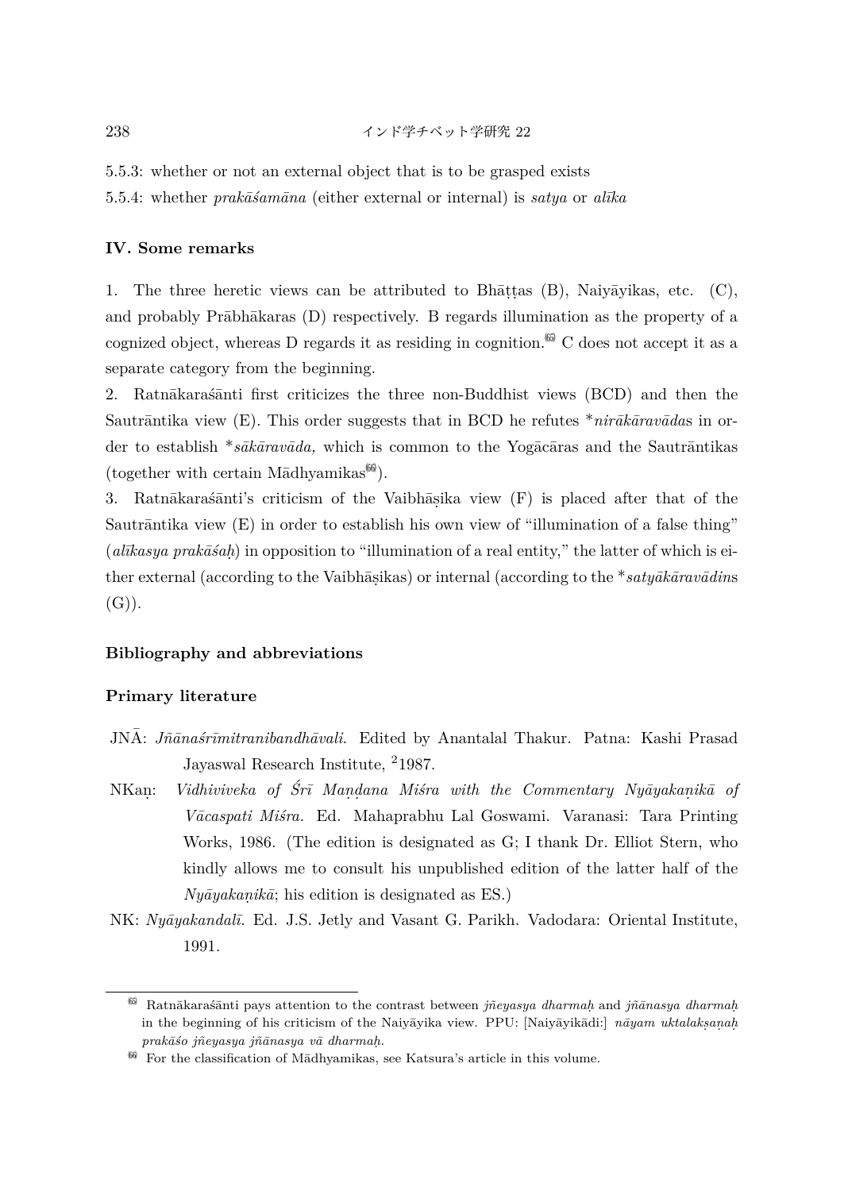5.5.3: whether or not an external object that is to be grasped exists

5.5.4: whether *prakāśamāna* (either external or internal) is *satya* or *alīka*

### IV. Some remarks

1. The three heretic views can be attributed to Bhāṭṭas (B), Naiyāyikas, etc. (C), and probably Prābhākaras (D) respectively. B regards illumination as the property of a cognized object, whereas D regards it as residing in cognition.[65] C does not accept it as a separate category from the beginning.

2. Ratnākaraśānti first criticizes the three non-Buddhist views (BCD) and then the Sautrāntika view (E). This order suggests that in BCD he refutes *\*nirākāravāda*s in order to establish *\*sākāravāda,* which is common to the Yogācāras and the Sautrāntikas (together with certain Mādhyamikas[66]).

3. Ratnākaraśānti's criticism of the Vaibhāṣika view (F) is placed after that of the Sautrāntika view (E) in order to establish his own view of "illumination of a false thing" (*alīkasya prakāśaḥ*) in opposition to "illumination of a real entity," the latter of which is either external (according to the Vaibhāṣikas) or internal (according to the *\*satyākāravādin*s (G)).

### Bibliography and abbreviations

#### Primary literature

JNĀ: *Jñānaśrīmitranibandhāvali*. Edited by Anantalal Thakur. Patna: Kashi Prasad Jayaswal Research Institute, [2]1987.

NKaṇ: *Vidhiviveka of Śrī Maṇḍana Miśra with the Commentary Nyāyakaṇikā of Vācaspati Miśra.* Ed. Mahaprabhu Lal Goswami. Varanasi: Tara Printing Works, 1986. (The edition is designated as G; I thank Dr. Elliot Stern, who kindly allows me to consult his unpublished edition of the latter half of the *Nyāyakaṇikā*; his edition is designated as ES.)

NK: *Nyāyakandalī*. Ed. J.S. Jetly and Vasant G. Parikh. Vadodara: Oriental Institute, 1991.

---

[65] Ratnākaraśānti pays attention to the contrast between *jñeyasya dharmaḥ* and *jñānasya dharmaḥ* in the beginning of his criticism of the Naiyāyika view. PPU: [Naiyāyikādi:] *nāyam uktalakṣaṇaḥ prakāśo jñeyasya jñānasya vā dharmaḥ*.

[66] For the classification of Mādhyamikas, see Katsura's article in this volume.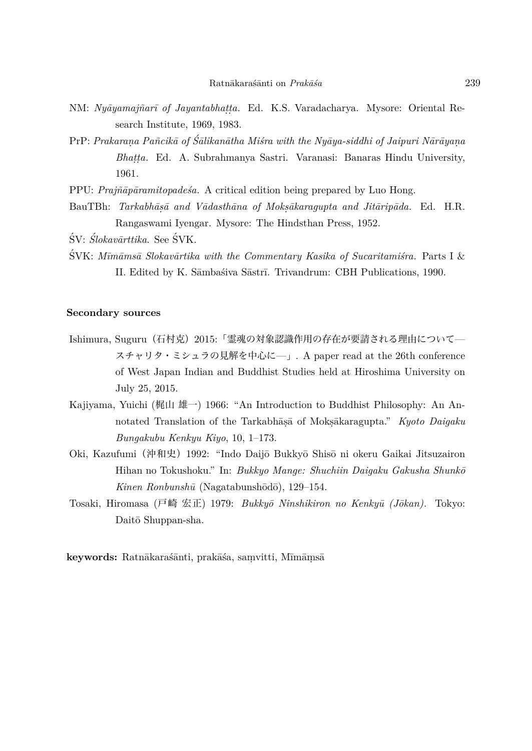NM: *Nyāyamajñarī of Jayantabhaṭṭa.* Ed. K.S. Varadacharya. Mysore: Oriental Research Institute, 1969, 1983.

PrP: *Prakaraṇa Pañcikā of Śālikanātha Miśra with the Nyāya-siddhi of Jaipuri Nārāyaṇa Bhaṭṭa.* Ed. A. Subrahmanya Sastri. Varanasi: Banaras Hindu University, 1961.

PPU: *Prajñāpāramitopadeśa.* A critical edition being prepared by Luo Hong.

BauTBh: *Tarkabhāṣā and Vādasthāna of Mokṣākaragupta and Jitāripāda.* Ed. H.R. Rangaswami Iyengar. Mysore: The Hindsthan Press, 1952.

ŚV: *Ślokavārttika.* See ŚVK.

ŚVK: *Mīmāmsā Slokavārtika with the Commentary Kasika of Sucaritamiśra.* Parts I & II. Edited by K. Sāmbaśiva Sāstrī. Trivandrum: CBH Publications, 1990.

**Secondary sources**

Ishimura, Suguru（石村克）2015:「霊魂の対象認識作用の存在が要請される理由について—スチャリタ・ミシュラの見解を中心に—」. A paper read at the 26th conference of West Japan Indian and Buddhist Studies held at Hiroshima University on July 25, 2015.

Kajiyama, Yuichi (梶山 雄一) 1966: "An Introduction to Buddhist Philosophy: An Annotated Translation of the Tarkabhāṣā of Mokṣākaragupta." *Kyoto Daigaku Bungakubu Kenkyu Kiyo*, 10, 1–173.

Oki, Kazufumi（沖和史）1992: "Indo Daijō Bukkyō Shisō ni okeru Gaikai Jitsuzairon Hihan no Tokushoku." In: *Bukkyo Mange: Shuchiin Daigaku Gakusha Shunkō Kinen Ronbunshū* (Nagatabunshōdō), 129–154.

Tosaki, Hiromasa (戸崎 宏正) 1979: *Bukkyō Ninshikiron no Kenkyū (Jōkan).* Tokyo: Daitō Shuppan-sha.

**keywords:** Ratnākaraśānti, prakāśa, saṃvitti, Mīmāṃsā